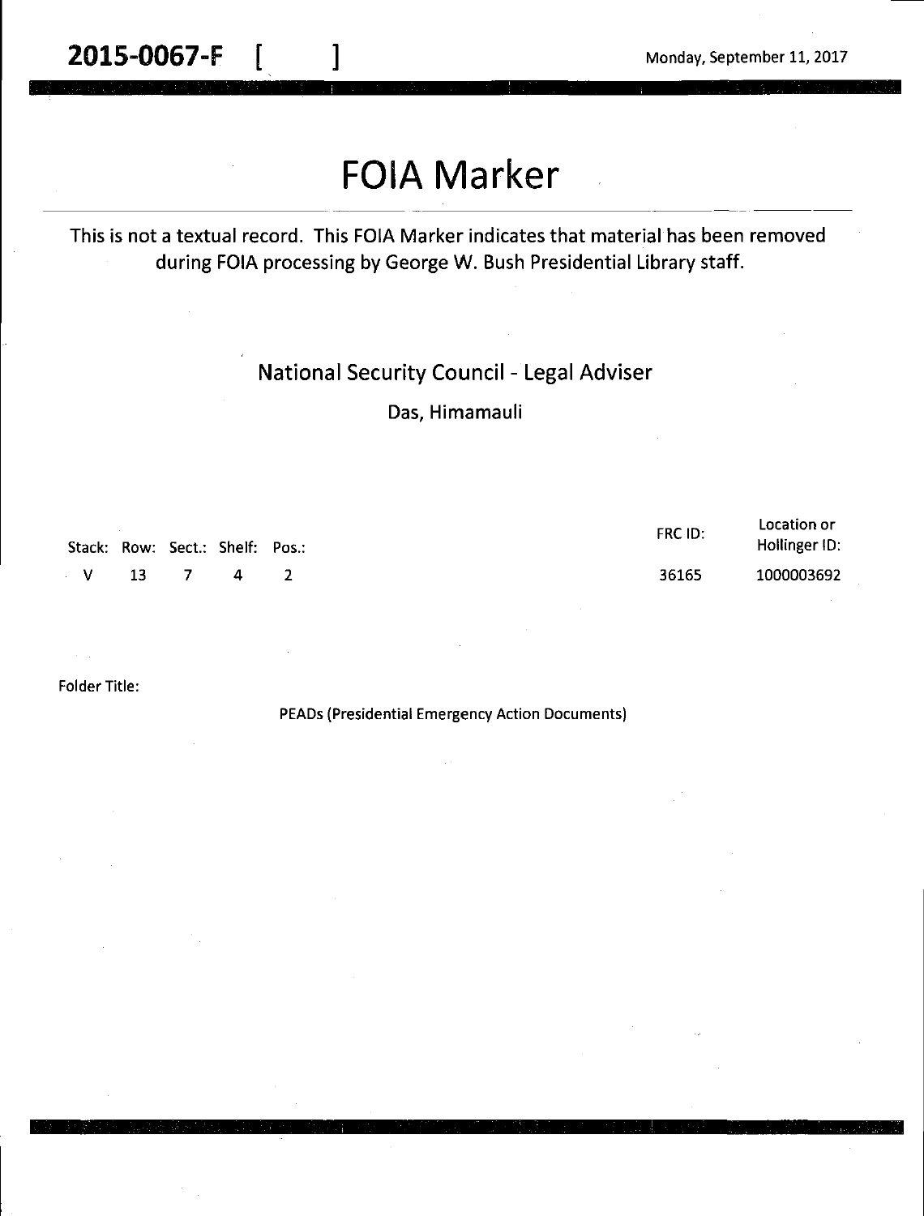2015-0067-F [ ]

Monday, September 11, 2017

# FOIA Marker

This is not a textual record. This FOIA Marker indicates that material has been removed during FOIA processing by George W. Bush Presidential Library staff.

National Security Council - Legal Adviser

Das, Himamauli

| Stack: | Row: | Sect.: | Shelf: | Pos.: | FRC ID: | Location or Hollinger ID: |
|---|---|---|---|---|---|---|
| V | 13 | 7 | 4 | 2 | 36165 | 1000003692 |

Folder Title:

PEADs (Presidential Emergency Action Documents)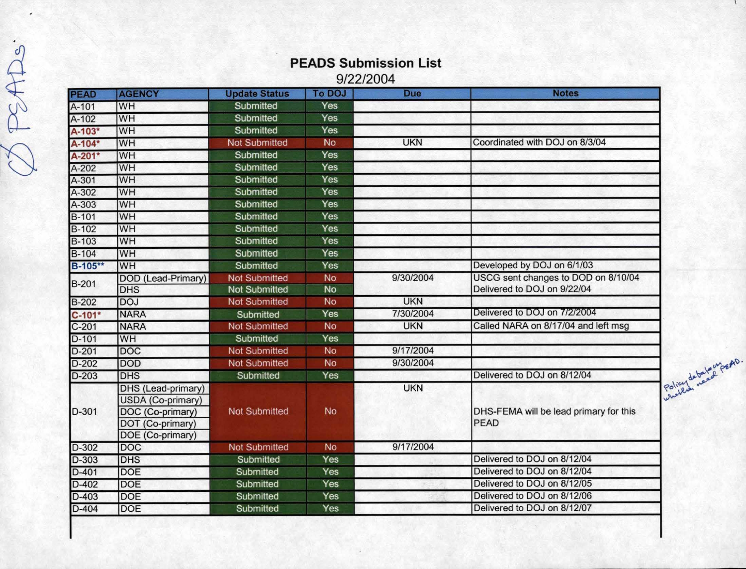# PEADS Submission List

9/22/2004

| PEAD | AGENCY | Update Status | To DOJ | Due | Notes |
|---|---|---|---|---|---|
| A-101 | WH | Submitted | Yes | | |
| A-102 | WH | Submitted | Yes | | |
| A-103* | WH | Submitted | Yes | | |
| A-104* | WH | Not Submitted | No | UKN | Coordinated with DOJ on 8/3/04 |
| A-201* | WH | Submitted | Yes | | |
| A-202 | WH | Submitted | Yes | | |
| A-301 | WH | Submitted | Yes | | |
| A-302 | WH | Submitted | Yes | | |
| A-303 | WH | Submitted | Yes | | |
| B-101 | WH | Submitted | Yes | | |
| B-102 | WH | Submitted | Yes | | |
| B-103 | WH | Submitted | Yes | | |
| B-104 | WH | Submitted | Yes | | |
| B-105** | WH | Submitted | Yes | | Developed by DOJ on 6/1/03 |
| B-201 | DOD (Lead-Primary) | Not Submitted | No | 9/30/2004 | USCG sent changes to DOD on 8/10/04 |
| | DHS | Not Submitted | No | | Delivered to DOJ on 9/22/04 |
| B-202 | DOJ | Not Submitted | No | UKN | |
| C-101* | NARA | Submitted | Yes | 7/30/2004 | Delivered to DOJ on 7/2/2004 |
| C-201 | NARA | Not Submitted | No | UKN | Called NARA on 8/17/04 and left msg |
| D-101 | WH | Submitted | Yes | | |
| D-201 | DOC | Not Submitted | No | 9/17/2004 | |
| D-202 | DOD | Not Submitted | No | 9/30/2004 | |
| D-203 | DHS | Submitted | Yes | | Delivered to DOJ on 8/12/04 |
| D-301 | DHS (Lead-primary) | Not Submitted | No | UKN | DHS-FEMA will be lead primary for this PEAD |
| | USDA (Co-primary) | | | | |
| | DOC (Co-primary) | | | | |
| | DOT (Co-primary) | | | | |
| | DOE (Co-primary) | | | | |
| D-302 | DOC | Not Submitted | No | 9/17/2004 | |
| D-303 | DHS | Submitted | Yes | | Delivered to DOJ on 8/12/04 |
| D-401 | DOE | Submitted | Yes | | Delivered to DOJ on 8/12/04 |
| D-402 | DOE | Submitted | Yes | | Delivered to DOJ on 8/12/05 |
| D-403 | DOE | Submitted | Yes | | Delivered to DOJ on 8/12/06 |
| D-404 | DOE | Submitted | Yes | | Delivered to DOJ on 8/12/07 |

Policy debate on whether need PEAD.

Ø PEADs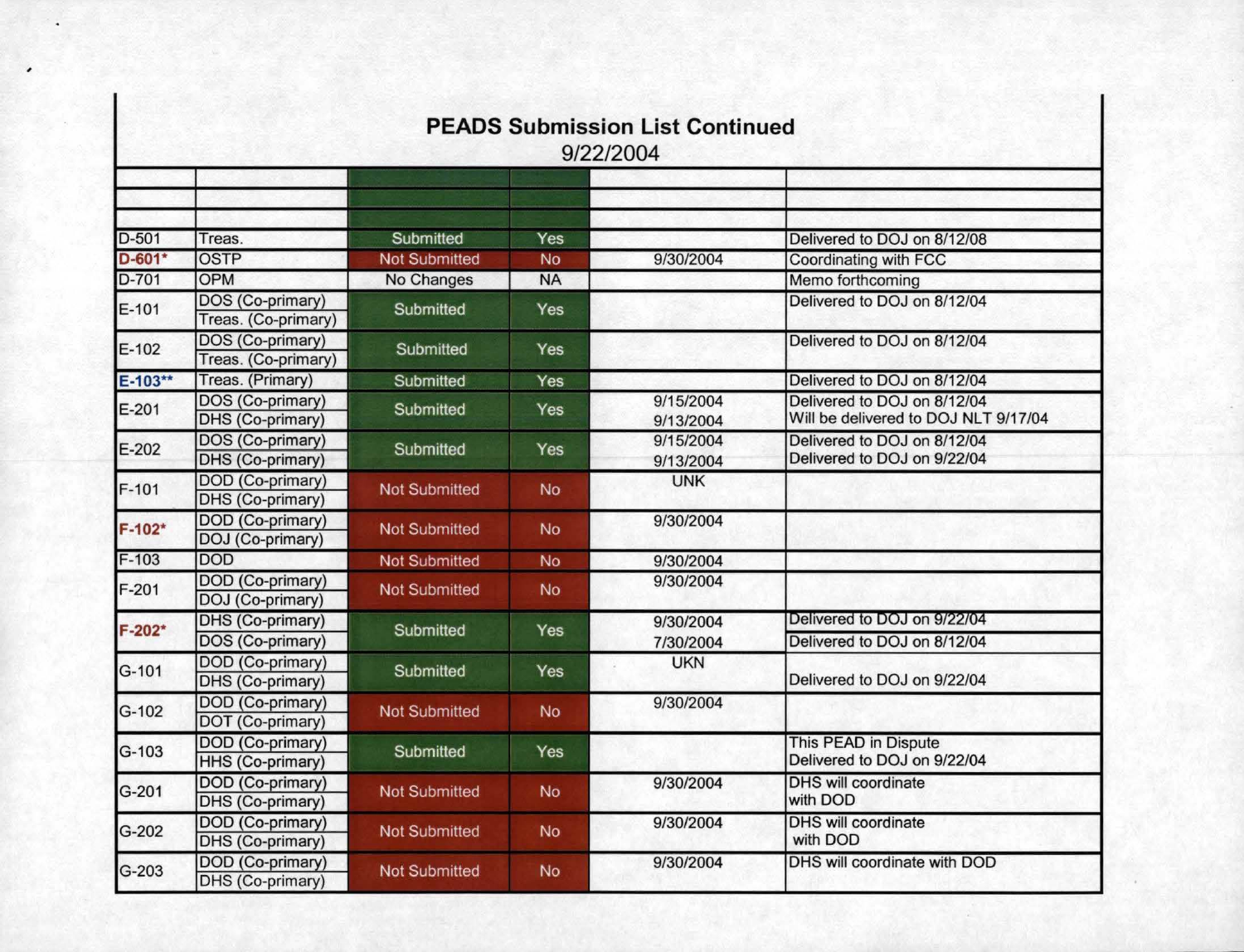## PEADS Submission List Continued

9/22/2004

| | | | | | |
|---|---|---|---|---|---|
| | | | | | |
| | | | | | |
| | | | | | |
| D-501 | Treas. | Submitted | Yes | | Delivered to DOJ on 8/12/08 |
| D-601* | OSTP | Not Submitted | No | 9/30/2004 | Coordinating with FCC |
| D-701 | OPM | No Changes | NA | | Memo forthcoming |
| E-101 | DOS (Co-primary)<br>Treas. (Co-primary) | Submitted | Yes | | Delivered to DOJ on 8/12/04 |
| E-102 | DOS (Co-primary)<br>Treas. (Co-primary) | Submitted | Yes | | Delivered to DOJ on 8/12/04 |
| E-103** | Treas. (Primary) | Submitted | Yes | | Delivered to DOJ on 8/12/04 |
| E-201 | DOS (Co-primary)<br>DHS (Co-primary) | Submitted | Yes | 9/15/2004<br>9/13/2004 | Delivered to DOJ on 8/12/04<br>Will be delivered to DOJ NLT 9/17/04 |
| E-202 | DOS (Co-primary)<br>DHS (Co-primary) | Submitted | Yes | 9/15/2004<br>9/13/2004 | Delivered to DOJ on 8/12/04<br>Delivered to DOJ on 9/22/04 |
| F-101 | DOD (Co-primary)<br>DHS (Co-primary) | Not Submitted | No | UNK | |
| F-102* | DOD (Co-primary)<br>DOJ (Co-primary) | Not Submitted | No | 9/30/2004 | |
| F-103 | DOD | Not Submitted | No | 9/30/2004 | |
| F-201 | DOD (Co-primary)<br>DOJ (Co-primary) | Not Submitted | No | 9/30/2004 | |
| F-202* | DHS (Co-primary)<br>DOS (Co-primary) | Submitted | Yes | 9/30/2004<br>7/30/2004 | Delivered to DOJ on 9/22/04<br>Delivered to DOJ on 8/12/04 |
| G-101 | DOD (Co-primary)<br>DHS (Co-primary) | Submitted | Yes | UKN | Delivered to DOJ on 9/22/04 |
| G-102 | DOD (Co-primary)<br>DOT (Co-primary) | Not Submitted | No | 9/30/2004 | |
| G-103 | DOD (Co-primary)<br>HHS (Co-primary) | Submitted | Yes | | This PEAD in Dispute<br>Delivered to DOJ on 9/22/04 |
| G-201 | DOD (Co-primary)<br>DHS (Co-primary) | Not Submitted | No | 9/30/2004 | DHS will coordinate with DOD |
| G-202 | DOD (Co-primary)<br>DHS (Co-primary) | Not Submitted | No | 9/30/2004 | DHS will coordinate with DOD |
| G-203 | DOD (Co-primary)<br>DHS (Co-primary) | Not Submitted | No | 9/30/2004 | DHS will coordinate with DOD |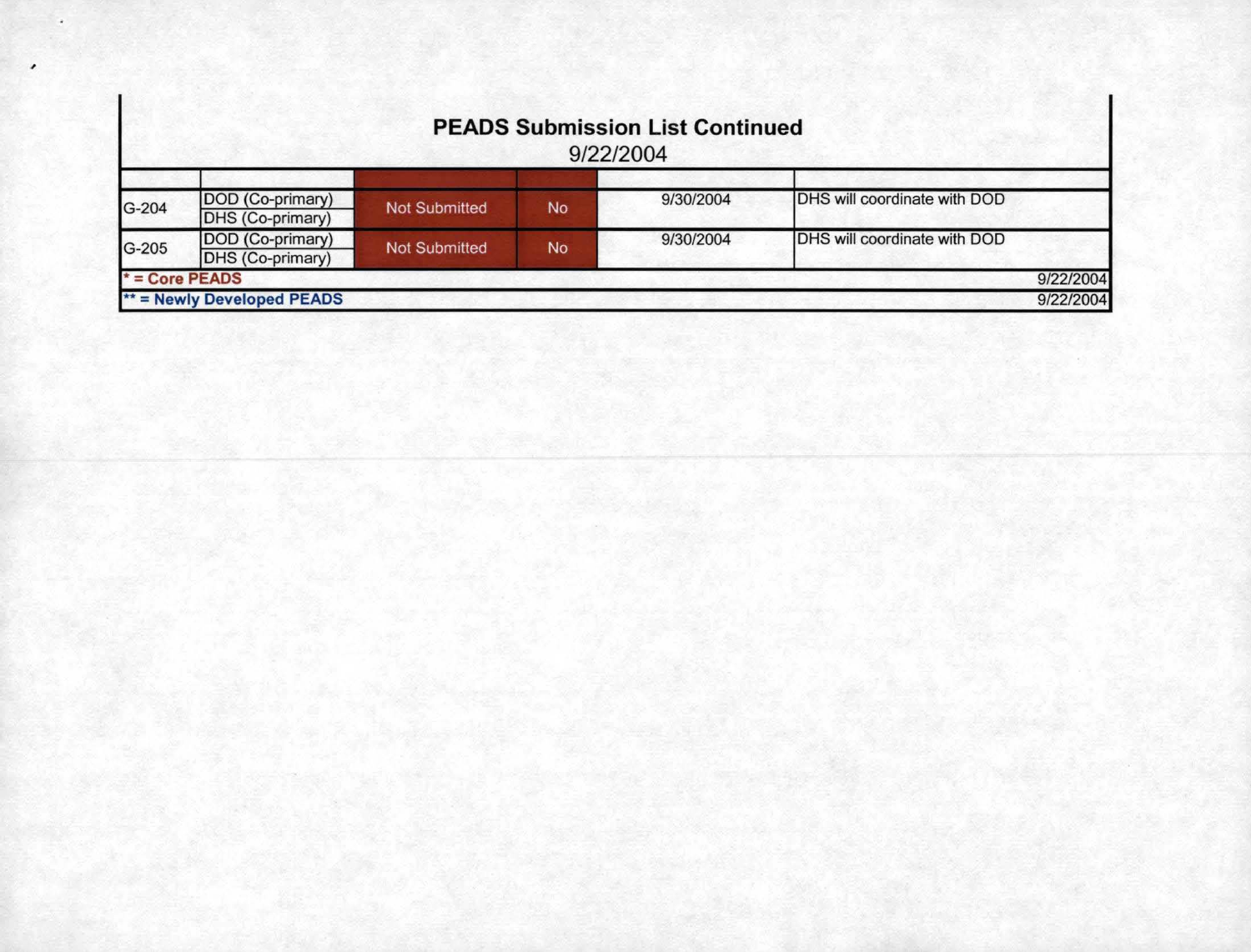# PEADS Submission List Continued

9/22/2004

| | | | | | |
|---|---|---|---|---|---|
| G-204 | DOD (Co-primary)<br>DHS (Co-primary) | Not Submitted | No | 9/30/2004 | DHS will coordinate with DOD |
| G-205 | DOD (Co-primary)<br>DHS (Co-primary) | Not Submitted | No | 9/30/2004 | DHS will coordinate with DOD |
| * = Core PEADS | | | | | 9/22/2004 |
| ** = Newly Developed PEADS | | | | | 9/22/2004 |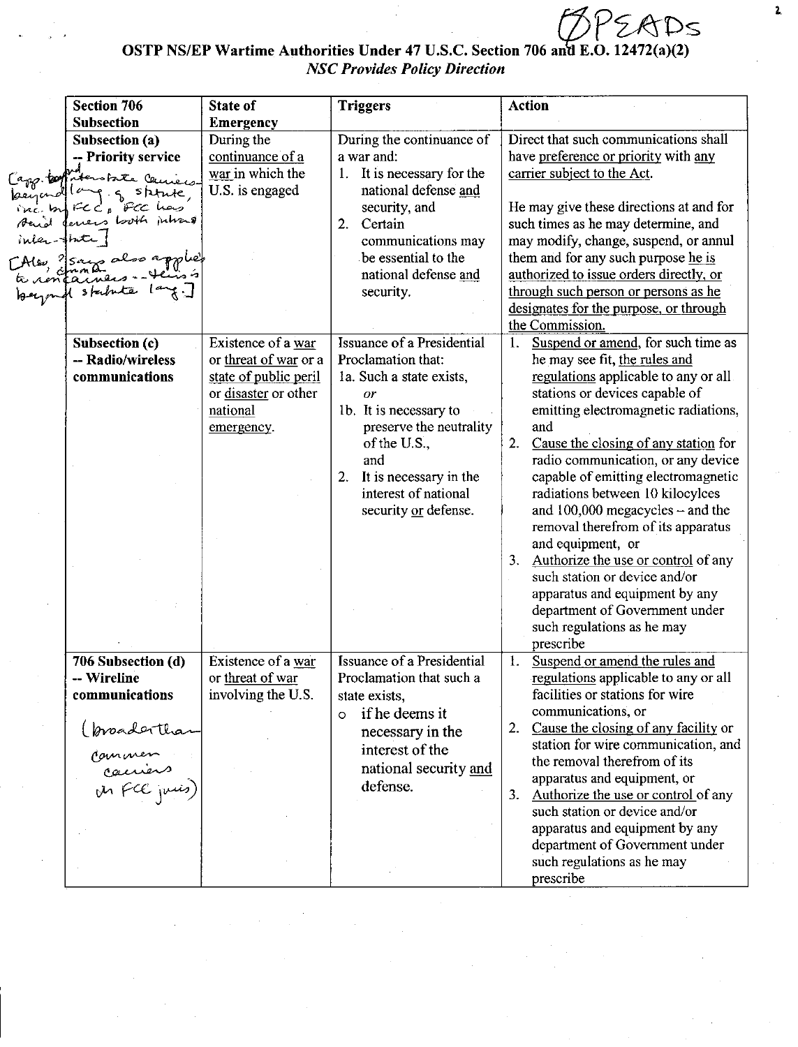ØPEADs

# OSTP NS/EP Wartime Authorities Under 47 U.S.C. Section 706 and E.O. 12472(a)(2)

*NSC Provides Policy Direction*

| Section 706 Subsection | State of Emergency | Triggers | Action |
|---|---|---|---|
| **Subsection (a) -- Priority service** [app. to interstate carriers beyond lang. of statute, inc. by FCC, FCC has said covers both intra & inter-state] [Also, ? says also applies to noncarriers -- this is beyond statute lang.] | During the continuance of a war in which the U.S. is engaged | During the continuance of a war and: 1. It is necessary for the national defense and security, and 2. Certain communications may be essential to the national defense and security. | Direct that such communications shall have preference or priority with any carrier subject to the Act. He may give these directions at and for such times as he may determine, and may modify, change, suspend, or annul them and for any such purpose he is authorized to issue orders directly, or through such person or persons as he designates for the purpose, or through the Commission. |
| **Subsection (c) -- Radio/wireless communications** | Existence of a war or threat of war or a state of public peril or disaster or other national emergency. | Issuance of a Presidential Proclamation that: 1a. Such a state exists, *or* 1b. It is necessary to preserve the neutrality of the U.S., and 2. It is necessary in the interest of national security or defense. | 1. Suspend or amend, for such time as he may see fit, the rules and regulations applicable to any or all stations or devices capable of emitting electromagnetic radiations, and 2. Cause the closing of any station for radio communication, or any device capable of emitting electromagnetic radiations between 10 kilocylces and 100,000 megacycles -- and the removal therefrom of its apparatus and equipment, or 3. Authorize the use or control of any such station or device and/or apparatus and equipment by any department of Government under such regulations as he may prescribe |
| **706 Subsection (d) -- Wireline communications** (broader than common carriers in FCC juris) | Existence of a war or threat of war involving the U.S. | Issuance of a Presidential Proclamation that such a state exists, ○ if he deems it necessary in the interest of the national security and defense. | 1. Suspend or amend the rules and regulations applicable to any or all facilities or stations for wire communications, or 2. Cause the closing of any facility or station for wire communication, and the removal therefrom of its apparatus and equipment, or 3. Authorize the use or control of any such station or device and/or apparatus and equipment by any department of Government under such regulations as he may prescribe |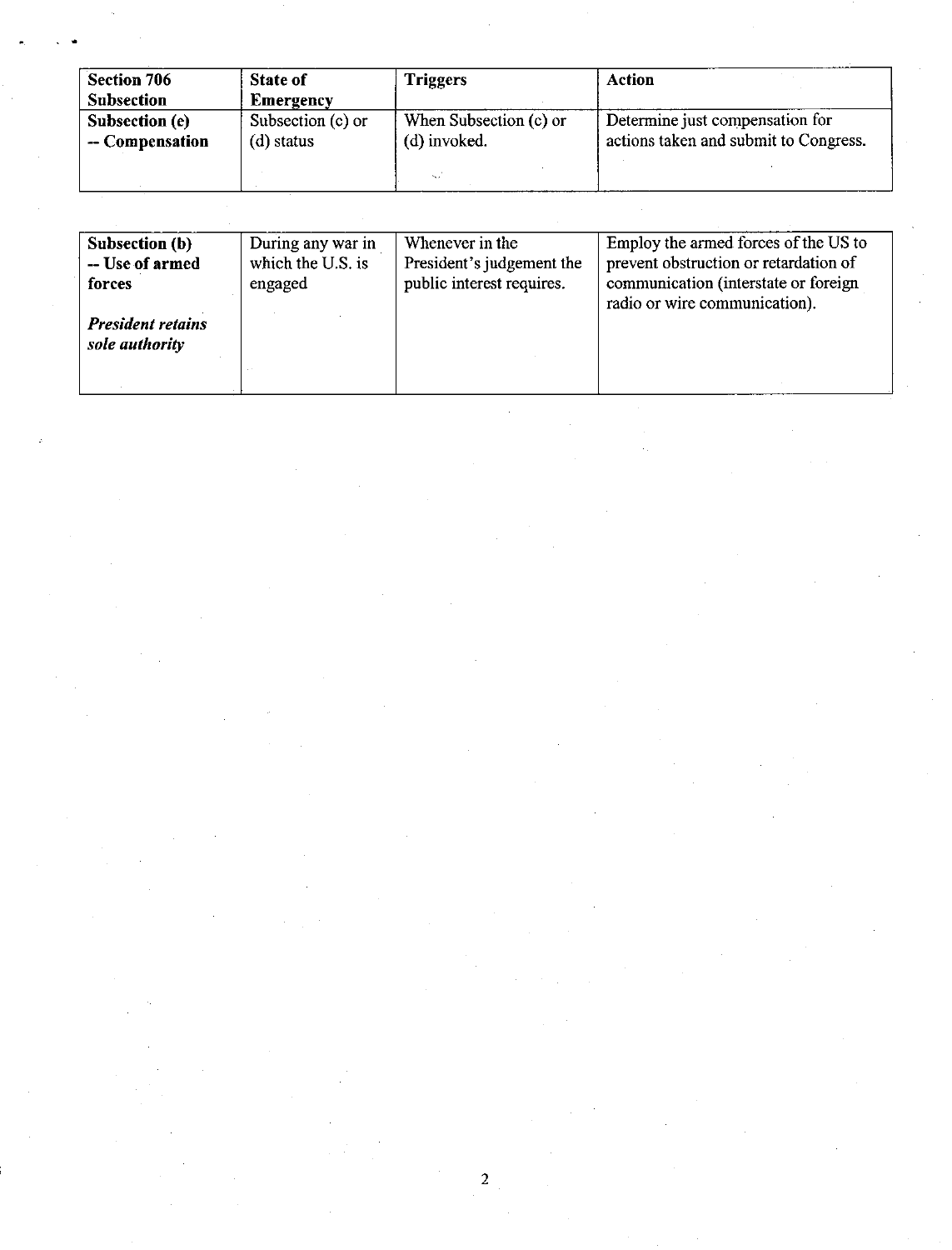| Section 706 Subsection | State of Emergency | Triggers | Action |
| --- | --- | --- | --- |
| **Subsection (e) -- Compensation** | Subsection (c) or (d) status | When Subsection (c) or (d) invoked. | Determine just compensation for actions taken and submit to Congress. |

| | | | |
| --- | --- | --- | --- |
| **Subsection (b) -- Use of armed forces** <br><br> ***President retains sole authority*** | During any war in which the U.S. is engaged | Whenever in the President's judgement the public interest requires. | Employ the armed forces of the US to prevent obstruction or retardation of communication (interstate or foreign radio or wire communication). |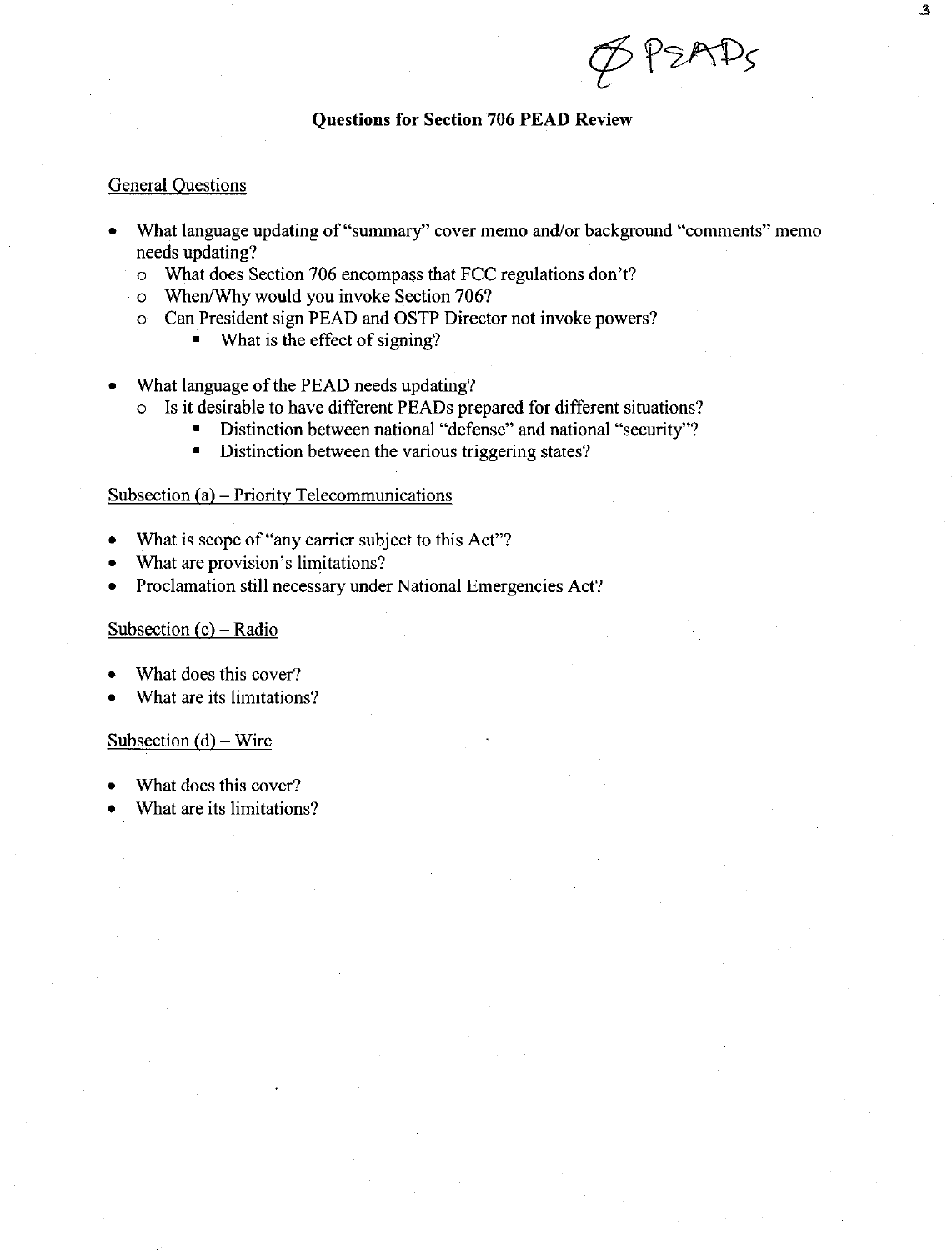Ø PSADs

## Questions for Section 706 PEAD Review

General Questions

- What language updating of "summary" cover memo and/or background "comments" memo needs updating?
    - What does Section 706 encompass that FCC regulations don't?
    - When/Why would you invoke Section 706?
    - Can President sign PEAD and OSTP Director not invoke powers?
        - What is the effect of signing?

- What language of the PEAD needs updating?
    - Is it desirable to have different PEADs prepared for different situations?
        - Distinction between national "defense" and national "security"?
        - Distinction between the various triggering states?

Subsection (a) – Priority Telecommunications

- What is scope of "any carrier subject to this Act"?
- What are provision's limitations?
- Proclamation still necessary under National Emergencies Act?

Subsection (c) – Radio

- What does this cover?
- What are its limitations?

Subsection (d) – Wire

- What does this cover?
- What are its limitations?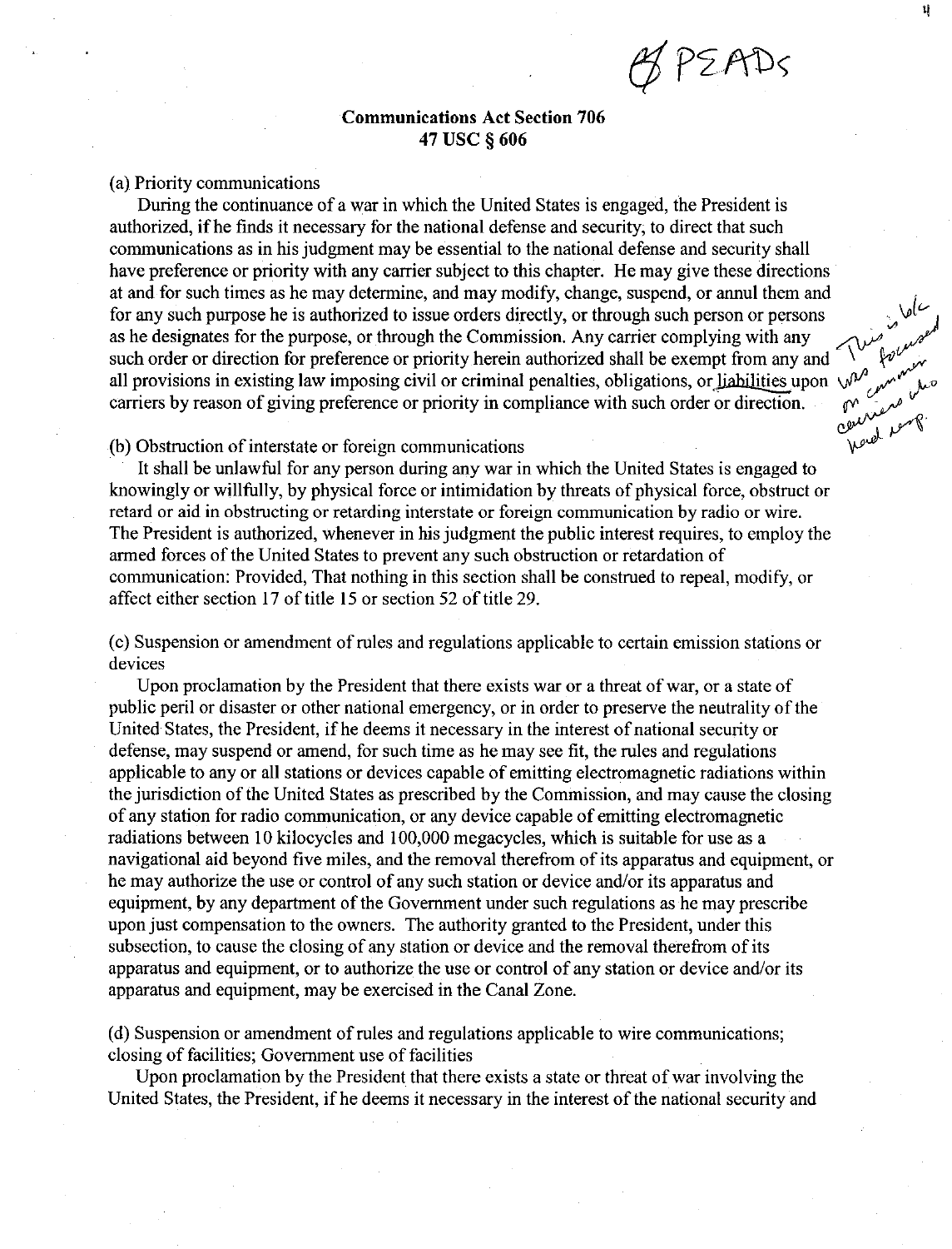Ø PEADs

## Communications Act Section 706
## 47 USC § 606

(a) Priority communications

During the continuance of a war in which the United States is engaged, the President is authorized, if he finds it necessary for the national defense and security, to direct that such communications as in his judgment may be essential to the national defense and security shall have preference or priority with any carrier subject to this chapter. He may give these directions at and for such times as he may determine, and may modify, change, suspend, or annul them and for any such purpose he is authorized to issue orders directly, or through such person or persons as he designates for the purpose, or through the Commission. Any carrier complying with any such order or direction for preference or priority herein authorized shall be exempt from any and all provisions in existing law imposing civil or criminal penalties, obligations, or liabilities upon carriers by reason of giving preference or priority in compliance with such order or direction.

This is b/c was focused on common carriers who had resp.

(b) Obstruction of interstate or foreign communications

It shall be unlawful for any person during any war in which the United States is engaged to knowingly or willfully, by physical force or intimidation by threats of physical force, obstruct or retard or aid in obstructing or retarding interstate or foreign communication by radio or wire. The President is authorized, whenever in his judgment the public interest requires, to employ the armed forces of the United States to prevent any such obstruction or retardation of communication: Provided, That nothing in this section shall be construed to repeal, modify, or affect either section 17 of title 15 or section 52 of title 29.

(c) Suspension or amendment of rules and regulations applicable to certain emission stations or devices

Upon proclamation by the President that there exists war or a threat of war, or a state of public peril or disaster or other national emergency, or in order to preserve the neutrality of the United States, the President, if he deems it necessary in the interest of national security or defense, may suspend or amend, for such time as he may see fit, the rules and regulations applicable to any or all stations or devices capable of emitting electromagnetic radiations within the jurisdiction of the United States as prescribed by the Commission, and may cause the closing of any station for radio communication, or any device capable of emitting electromagnetic radiations between 10 kilocycles and 100,000 megacycles, which is suitable for use as a navigational aid beyond five miles, and the removal therefrom of its apparatus and equipment, or he may authorize the use or control of any such station or device and/or its apparatus and equipment, by any department of the Government under such regulations as he may prescribe upon just compensation to the owners. The authority granted to the President, under this subsection, to cause the closing of any station or device and the removal therefrom of its apparatus and equipment, or to authorize the use or control of any station or device and/or its apparatus and equipment, may be exercised in the Canal Zone.

(d) Suspension or amendment of rules and regulations applicable to wire communications; closing of facilities; Government use of facilities

Upon proclamation by the President that there exists a state or threat of war involving the United States, the President, if he deems it necessary in the interest of the national security and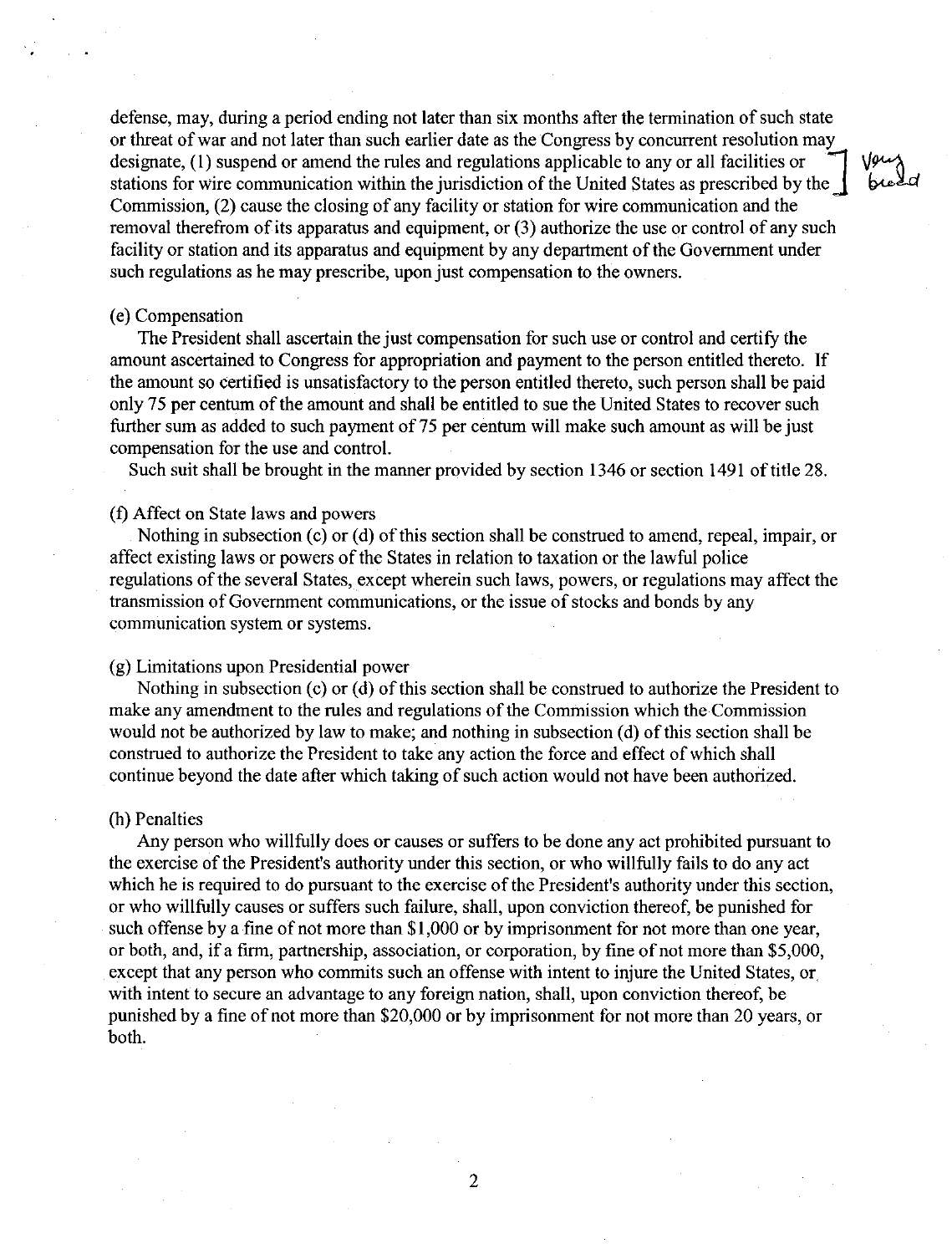defense, may, during a period ending not later than six months after the termination of such state or threat of war and not later than such earlier date as the Congress by concurrent resolution may designate, (1) suspend or amend the rules and regulations applicable to any or all facilities or stations for wire communication within the jurisdiction of the United States as prescribed by the Commission, (2) cause the closing of any facility or station for wire communication and the removal therefrom of its apparatus and equipment, or (3) authorize the use or control of any such facility or station and its apparatus and equipment by any department of the Government under such regulations as he may prescribe, upon just compensation to the owners.

Very broad

(e) Compensation

The President shall ascertain the just compensation for such use or control and certify the amount ascertained to Congress for appropriation and payment to the person entitled thereto. If the amount so certified is unsatisfactory to the person entitled thereto, such person shall be paid only 75 per centum of the amount and shall be entitled to sue the United States to recover such further sum as added to such payment of 75 per centum will make such amount as will be just compensation for the use and control.

Such suit shall be brought in the manner provided by section 1346 or section 1491 of title 28.

(f) Affect on State laws and powers

Nothing in subsection (c) or (d) of this section shall be construed to amend, repeal, impair, or affect existing laws or powers of the States in relation to taxation or the lawful police regulations of the several States, except wherein such laws, powers, or regulations may affect the transmission of Government communications, or the issue of stocks and bonds by any communication system or systems.

(g) Limitations upon Presidential power

Nothing in subsection (c) or (d) of this section shall be construed to authorize the President to make any amendment to the rules and regulations of the Commission which the Commission would not be authorized by law to make; and nothing in subsection (d) of this section shall be construed to authorize the President to take any action the force and effect of which shall continue beyond the date after which taking of such action would not have been authorized.

(h) Penalties

Any person who willfully does or causes or suffers to be done any act prohibited pursuant to the exercise of the President's authority under this section, or who willfully fails to do any act which he is required to do pursuant to the exercise of the President's authority under this section, or who willfully causes or suffers such failure, shall, upon conviction thereof, be punished for such offense by a fine of not more than $1,000 or by imprisonment for not more than one year, or both, and, if a firm, partnership, association, or corporation, by fine of not more than $5,000, except that any person who commits such an offense with intent to injure the United States, or with intent to secure an advantage to any foreign nation, shall, upon conviction thereof, be punished by a fine of not more than $20,000 or by imprisonment for not more than 20 years, or both.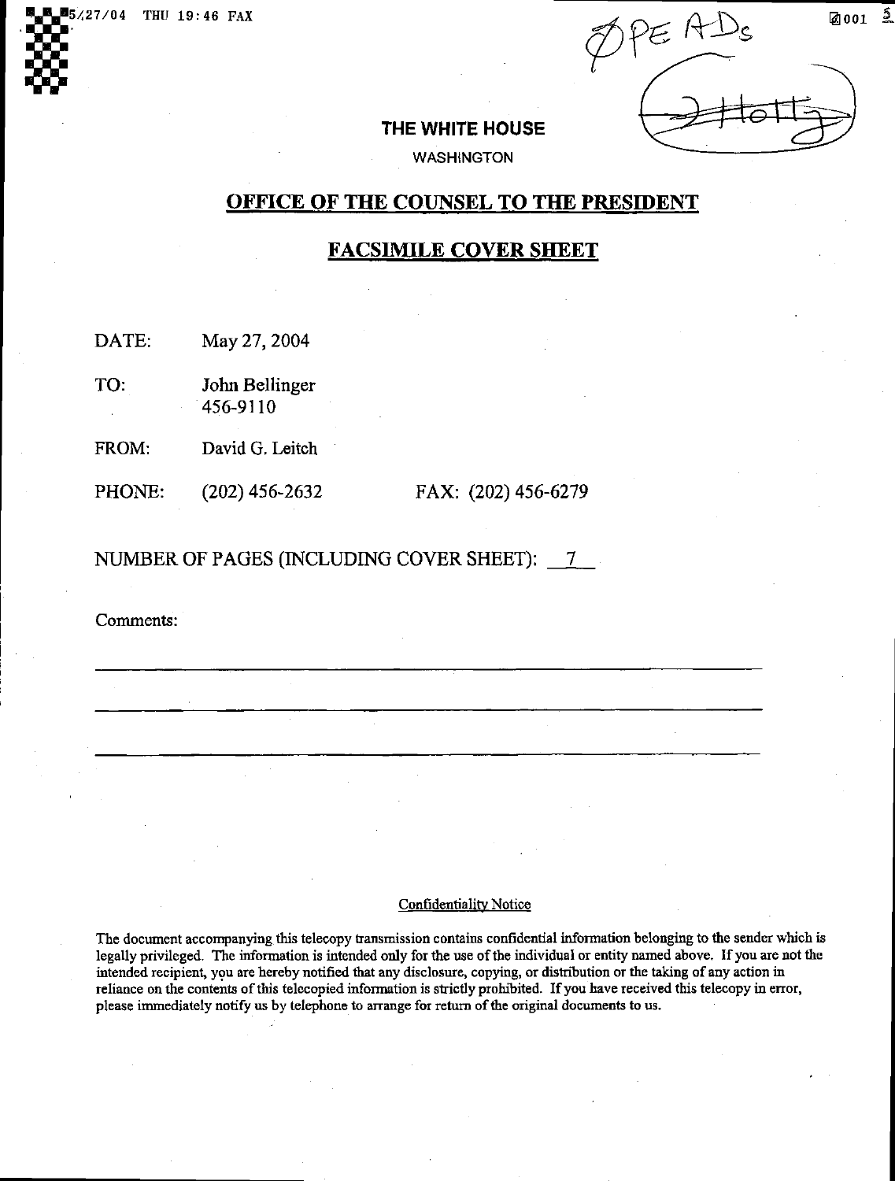5/27/04 THU 19:46 FAX

ØPE ADs

(Holly)

# THE WHITE HOUSE

WASHINGTON

## OFFICE OF THE COUNSEL TO THE PRESIDENT

## FACSIMILE COVER SHEET

DATE: May 27, 2004

TO: John Bellinger
456-9110

FROM: David G. Leitch

PHONE: (202) 456-2632 FAX: (202) 456-6279

NUMBER OF PAGES (INCLUDING COVER SHEET): 7

Comments:

Confidentiality Notice

The document accompanying this telecopy transmission contains confidential information belonging to the sender which is legally privileged. The information is intended only for the use of the individual or entity named above. If you are not the intended recipient, you are hereby notified that any disclosure, copying, or distribution or the taking of any action in reliance on the contents of this telecopied information is strictly prohibited. If you have received this telecopy in error, please immediately notify us by telephone to arrange for return of the original documents to us.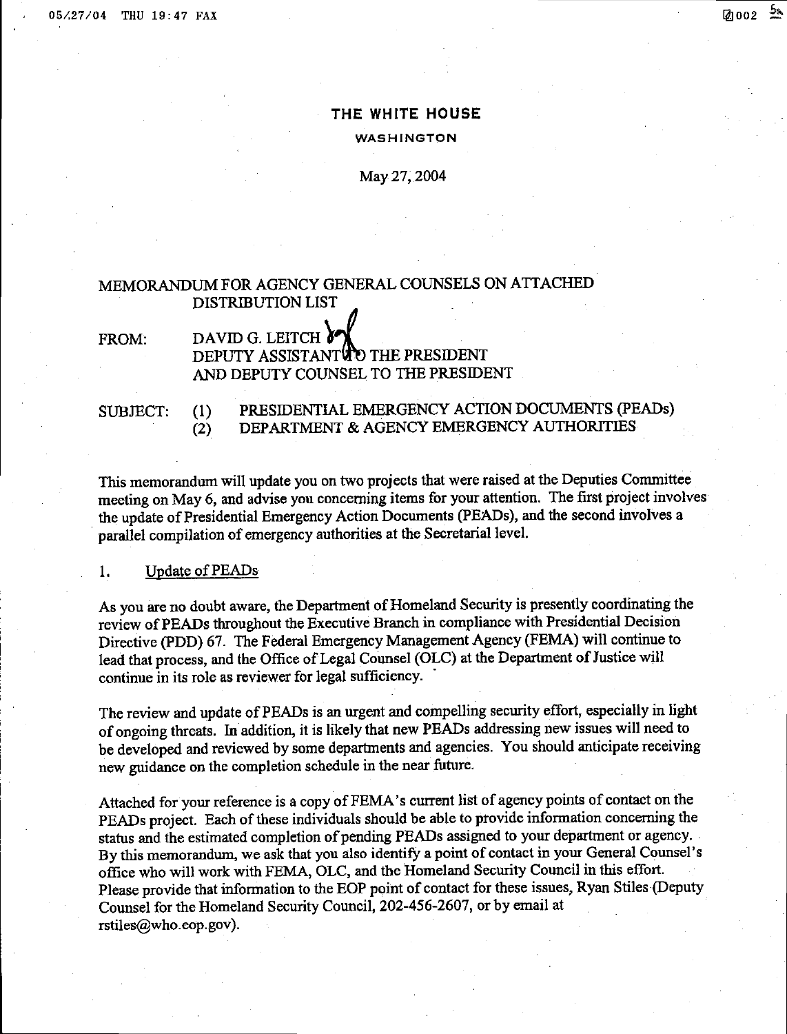# THE WHITE HOUSE

WASHINGTON

May 27, 2004

MEMORANDUM FOR AGENCY GENERAL COUNSELS ON ATTACHED DISTRIBUTION LIST

FROM: DAVID G. LEITCH
DEPUTY ASSISTANT TO THE PRESIDENT
AND DEPUTY COUNSEL TO THE PRESIDENT

SUBJECT: (1) PRESIDENTIAL EMERGENCY ACTION DOCUMENTS (PEADs)
(2) DEPARTMENT & AGENCY EMERGENCY AUTHORITIES

This memorandum will update you on two projects that were raised at the Deputies Committee meeting on May 6, and advise you concerning items for your attention. The first project involves the update of Presidential Emergency Action Documents (PEADs), and the second involves a parallel compilation of emergency authorities at the Secretarial level.

1. Update of PEADs

As you are no doubt aware, the Department of Homeland Security is presently coordinating the review of PEADs throughout the Executive Branch in compliance with Presidential Decision Directive (PDD) 67. The Federal Emergency Management Agency (FEMA) will continue to lead that process, and the Office of Legal Counsel (OLC) at the Department of Justice will continue in its role as reviewer for legal sufficiency.

The review and update of PEADs is an urgent and compelling security effort, especially in light of ongoing threats. In addition, it is likely that new PEADs addressing new issues will need to be developed and reviewed by some departments and agencies. You should anticipate receiving new guidance on the completion schedule in the near future.

Attached for your reference is a copy of FEMA's current list of agency points of contact on the PEADs project. Each of these individuals should be able to provide information concerning the status and the estimated completion of pending PEADs assigned to your department or agency. By this memorandum, we ask that you also identify a point of contact in your General Counsel's office who will work with FEMA, OLC, and the Homeland Security Council in this effort. Please provide that information to the EOP point of contact for these issues, Ryan Stiles (Deputy Counsel for the Homeland Security Council, 202-456-2607, or by email at rstiles@who.eop.gov).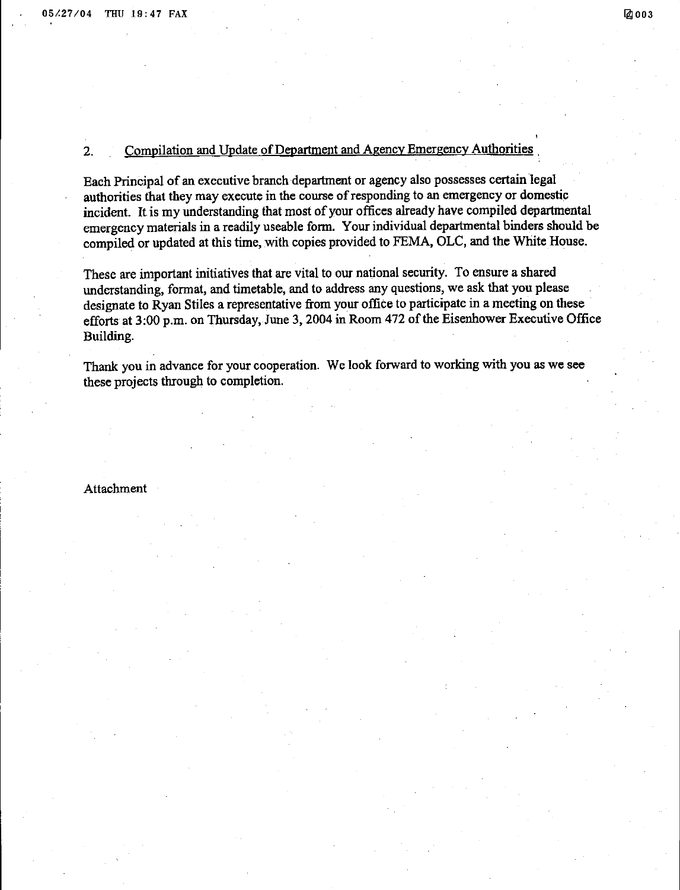2. <u>Compilation and Update of Department and Agency Emergency Authorities</u>

Each Principal of an executive branch department or agency also possesses certain legal authorities that they may execute in the course of responding to an emergency or domestic incident. It is my understanding that most of your offices already have compiled departmental emergency materials in a readily useable form. Your individual departmental binders should be compiled or updated at this time, with copies provided to FEMA, OLC, and the White House.

These are important initiatives that are vital to our national security. To ensure a shared understanding, format, and timetable, and to address any questions, we ask that you please designate to Ryan Stiles a representative from your office to participate in a meeting on these efforts at 3:00 p.m. on Thursday, June 3, 2004 in Room 472 of the Eisenhower Executive Office Building.

Thank you in advance for your cooperation. We look forward to working with you as we see these projects through to completion.

Attachment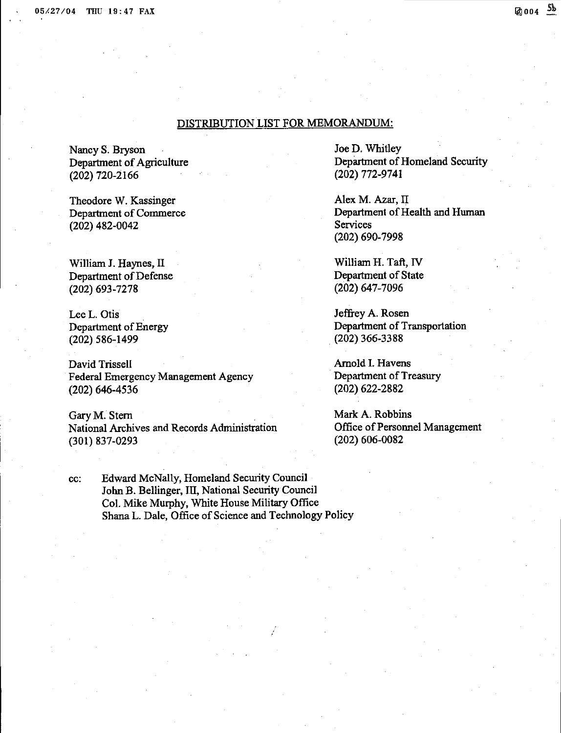## DISTRIBUTION LIST FOR MEMORANDUM:

Nancy S. Bryson
Department of Agriculture
(202) 720-2166

Theodore W. Kassinger
Department of Commerce
(202) 482-0042

William J. Haynes, II
Department of Defense
(202) 693-7278

Lee L. Otis
Department of Energy
(202) 586-1499

David Trissell
Federal Emergency Management Agency
(202) 646-4536

Gary M. Stern
National Archives and Records Administration
(301) 837-0293

Joe D. Whitley
Department of Homeland Security
(202) 772-9741

Alex M. Azar, II
Department of Health and Human Services
(202) 690-7998

William H. Taft, IV
Department of State
(202) 647-7096

Jeffrey A. Rosen
Department of Transportation
(202) 366-3388

Arnold I. Havens
Department of Treasury
(202) 622-2882

Mark A. Robbins
Office of Personnel Management
(202) 606-0082

cc: Edward McNally, Homeland Security Council
John B. Bellinger, III, National Security Council
Col. Mike Murphy, White House Military Office
Shana L. Dale, Office of Science and Technology Policy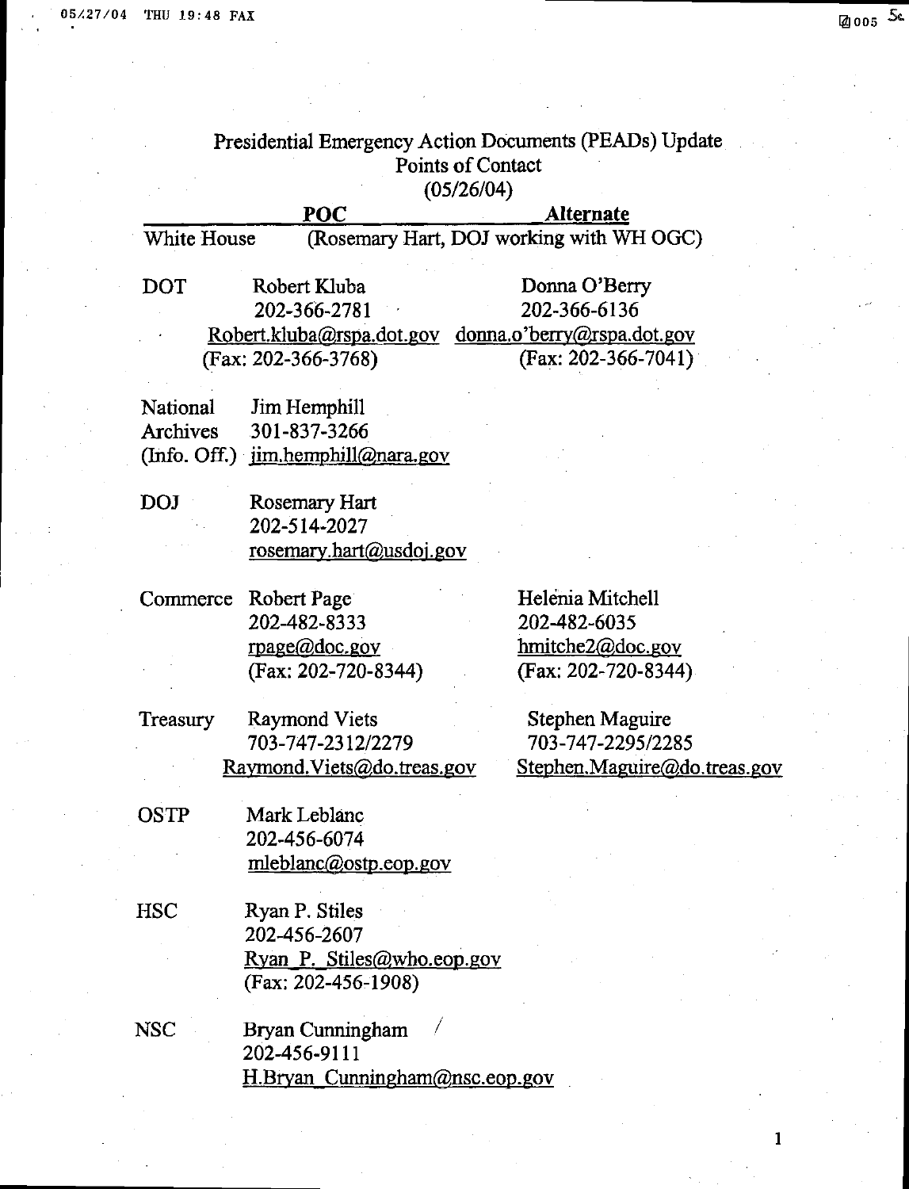# Presidential Emergency Action Documents (PEADs) Update
## Points of Contact
### (05/26/04)

| | POC | Alternate |
|---|---|---|
| White House | (Rosemary Hart, DOJ working with WH OGC) | |
| DOT | Robert Kluba<br>202-366-2781<br>Robert.kluba@rspa.dot.gov<br>(Fax: 202-366-3768) | Donna O'Berry<br>202-366-6136<br>donna.o'berry@rspa.dot.gov<br>(Fax: 202-366-7041) |
| National Archives (Info. Off.) | Jim Hemphill<br>301-837-3266<br>jim.hemphill@nara.gov | |
| DOJ | Rosemary Hart<br>202-514-2027<br>rosemary.hart@usdoj.gov | |
| Commerce | Robert Page<br>202-482-8333<br>rpage@doc.gov<br>(Fax: 202-720-8344) | Helénia Mitchell<br>202-482-6035<br>hmitche2@doc.gov<br>(Fax: 202-720-8344) |
| Treasury | Raymond Viets<br>703-747-2312/2279<br>Raymond.Viets@do.treas.gov | Stephen Maguire<br>703-747-2295/2285<br>Stephen.Maguire@do.treas.gov |
| OSTP | Mark Leblanc<br>202-456-6074<br>mleblanc@ostp.eop.gov | |
| HSC | Ryan P. Stiles<br>202-456-2607<br>Ryan_P._Stiles@who.eop.gov<br>(Fax: 202-456-1908) | |
| NSC | Bryan Cunningham<br>202-456-9111<br>H.Bryan_Cunningham@nsc.eop.gov | |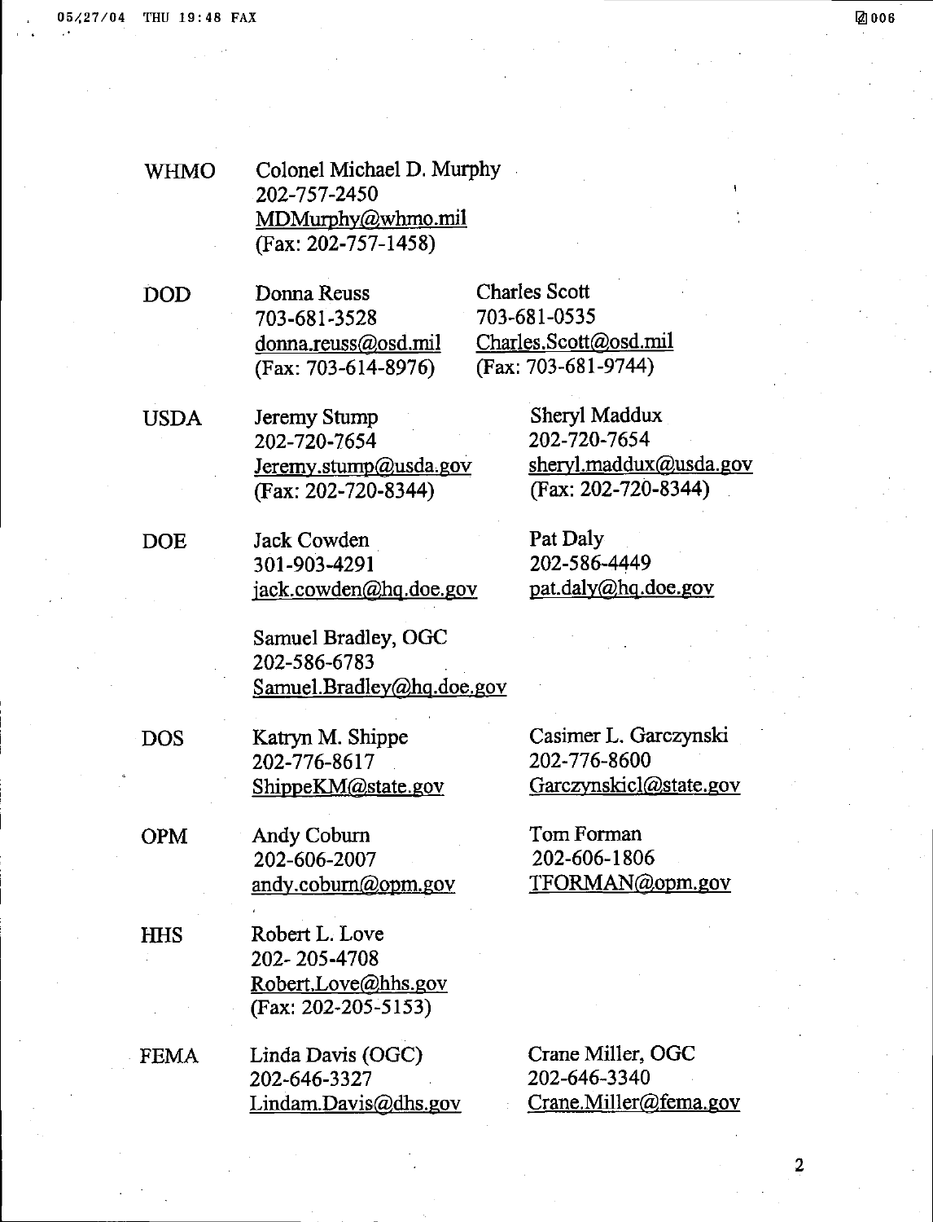| | | |
|---|---|---|
| WHMO | Colonel Michael D. Murphy<br>202-757-2450<br>MDMurphy@whmo.mil<br>(Fax: 202-757-1458) | |
| DOD | Donna Reuss<br>703-681-3528<br>donna.reuss@osd.mil<br>(Fax: 703-614-8976) | Charles Scott<br>703-681-0535<br>Charles.Scott@osd.mil<br>(Fax: 703-681-9744) |
| USDA | Jeremy Stump<br>202-720-7654<br>Jeremy.stump@usda.gov<br>(Fax: 202-720-8344) | Sheryl Maddux<br>202-720-7654<br>sheryl.maddux@usda.gov<br>(Fax: 202-720-8344) |
| DOE | Jack Cowden<br>301-903-4291<br>jack.cowden@hq.doe.gov | Pat Daly<br>202-586-4449<br>pat.daly@hq.doe.gov |
| | Samuel Bradley, OGC<br>202-586-6783<br>Samuel.Bradley@hq.doe.gov | |
| DOS | Katryn M. Shippe<br>202-776-8617<br>ShippeKM@state.gov | Casimer L. Garczynski<br>202-776-8600<br>Garczynskicl@state.gov |
| OPM | Andy Coburn<br>202-606-2007<br>andy.coburn@opm.gov | Tom Forman<br>202-606-1806<br>TFORMAN@opm.gov |
| HHS | Robert L. Love<br>202- 205-4708<br>Robert.Love@hhs.gov<br>(Fax: 202-205-5153) | |
| FEMA | Linda Davis (OGC)<br>202-646-3327<br>Lindam.Davis@dhs.gov | Crane Miller, OGC<br>202-646-3340<br>Crane.Miller@fema.gov |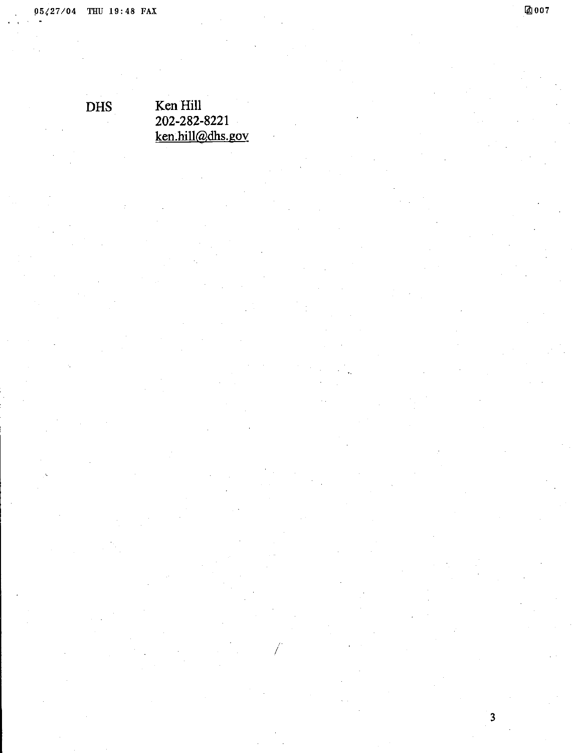| | |
|---|---|
| DHS | Ken Hill<br>202-282-8221<br>ken.hill@dhs.gov |